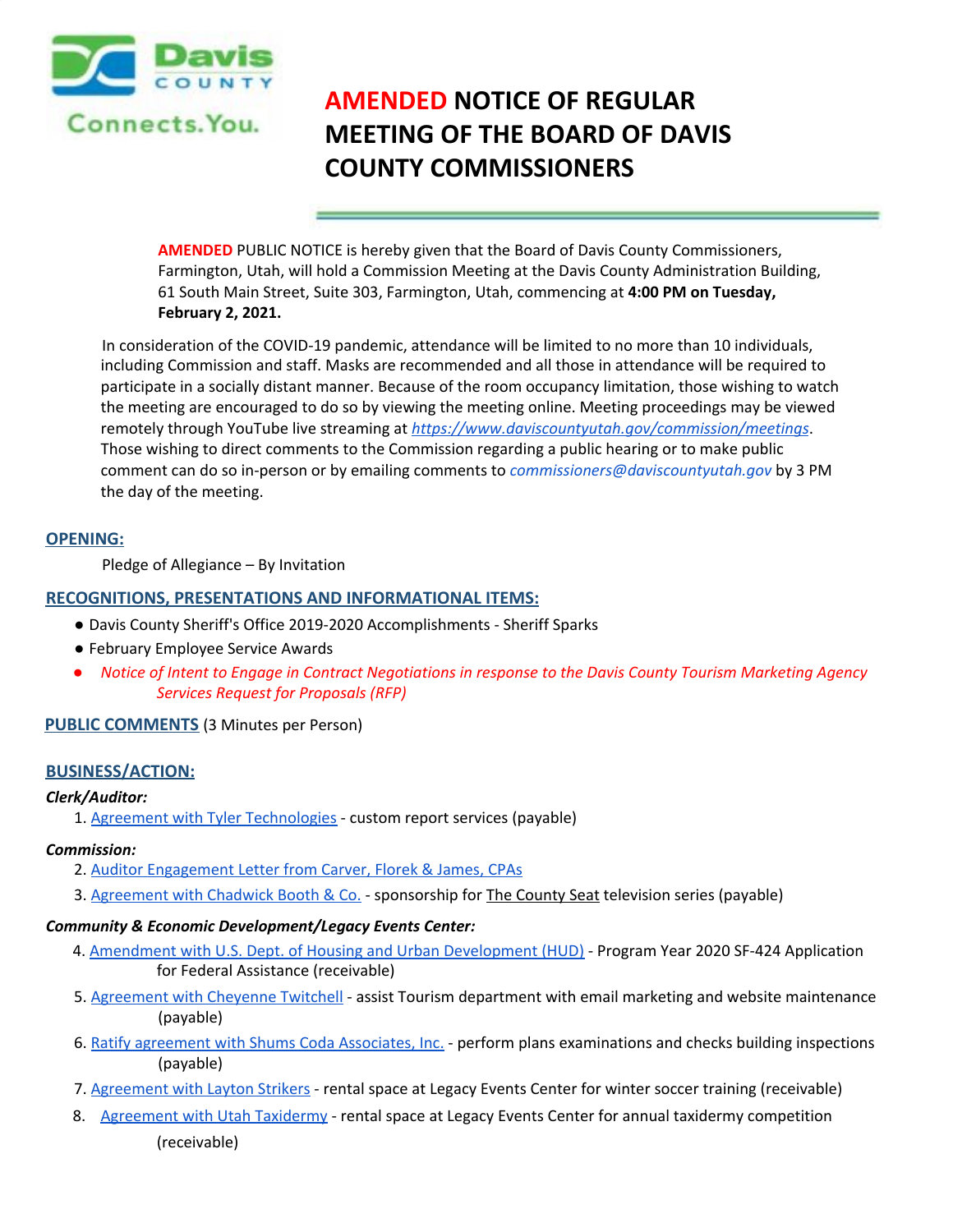# AMENDED NOTICE OF REGULAR MEETING OF THE BOARD OF DAVIS COUNTY COMMISSIONERS

**AMENDED** PUBLIC NOTICE is hereby given that the Board of Davis County Commissioners, Farmington, Utah, will hold a Commission Meeting at the Davis County Administration Building, 61 South Main Street, Suite 303, Farmington, Utah, commencing at **4:00 PM on Tuesday, February 2, 2021.**

In consideration of the COVID-19 pandemic, attendance will be limited to no more than 10 individuals, including Commission and staff. Masks are recommended and all those in attendance will be required to participate in a socially distant manner. Because of the room occupancy limitation, those wishing to watch the meeting are encouraged to do so by viewing the meeting online. Meeting proceedings may be viewed remotely through YouTube live streaming at *https://www.daviscountyutah.gov/commission/meetings*. Those wishing to direct comments to the Commission regarding a public hearing or to make public comment can do so in-person or by emailing comments to *commissioners@daviscountyutah.gov* by 3 PM the day of the meeting.

## OPENING:

Pledge of Allegiance – By Invitation

## RECOGNITIONS, PRESENTATIONS AND INFORMATIONAL ITEMS:

- Davis County Sheriff's Office 2019-2020 Accomplishments - Sheriff Sparks
- February Employee Service Awards
- *Notice of Intent to Engage in Contract Negotiations in response to the Davis County Tourism Marketing Agency Services Request for Proposals (RFP)*

## PUBLIC COMMENTS (3 Minutes per Person)

## BUSINESS/ACTION:

***Clerk/Auditor:***

1. Agreement with Tyler Technologies - custom report services (payable)

***Commission:***

2. Auditor Engagement Letter from Carver, Florek & James, CPAs
3. Agreement with Chadwick Booth & Co. - sponsorship for The County Seat television series (payable)

***Community & Economic Development/Legacy Events Center:***

4. Amendment with U.S. Dept. of Housing and Urban Development (HUD) - Program Year 2020 SF-424 Application for Federal Assistance (receivable)
5. Agreement with Cheyenne Twitchell - assist Tourism department with email marketing and website maintenance (payable)
6. Ratify agreement with Shums Coda Associates, Inc. - perform plans examinations and checks building inspections (payable)
7. Agreement with Layton Strikers - rental space at Legacy Events Center for winter soccer training (receivable)
8. Agreement with Utah Taxidermy - rental space at Legacy Events Center for annual taxidermy competition (receivable)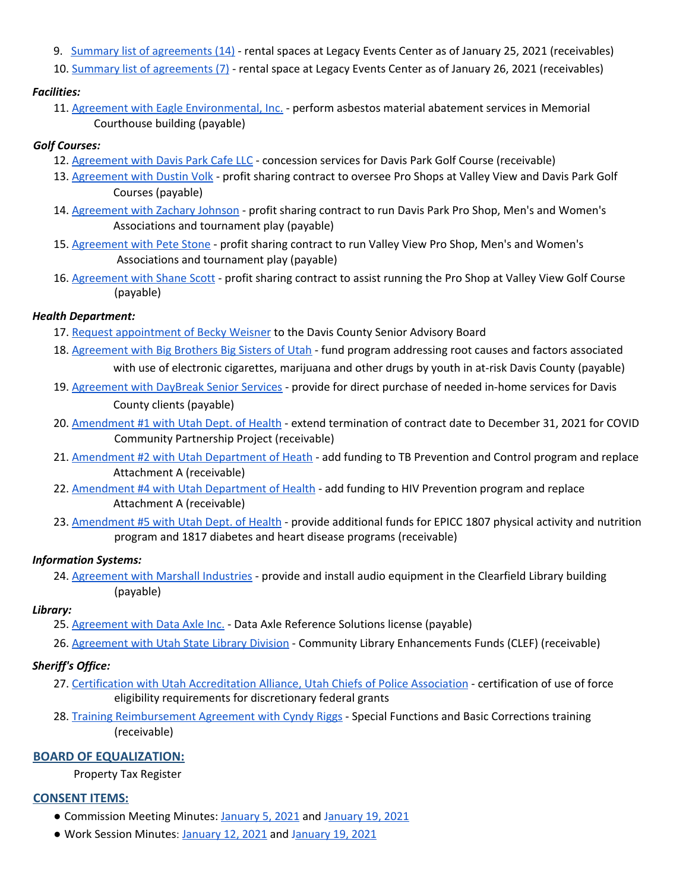9. Summary list of agreements (14) - rental spaces at Legacy Events Center as of January 25, 2021 (receivables)
10. Summary list of agreements (7) - rental space at Legacy Events Center as of January 26, 2021 (receivables)

***Facilities:***

11. Agreement with Eagle Environmental, Inc. - perform asbestos material abatement services in Memorial Courthouse building (payable)

***Golf Courses:***

12. Agreement with Davis Park Cafe LLC - concession services for Davis Park Golf Course (receivable)
13. Agreement with Dustin Volk - profit sharing contract to oversee Pro Shops at Valley View and Davis Park Golf Courses (payable)
14. Agreement with Zachary Johnson - profit sharing contract to run Davis Park Pro Shop, Men's and Women's Associations and tournament play (payable)
15. Agreement with Pete Stone - profit sharing contract to run Valley View Pro Shop, Men's and Women's Associations and tournament play (payable)
16. Agreement with Shane Scott - profit sharing contract to assist running the Pro Shop at Valley View Golf Course (payable)

***Health Department:***

17. Request appointment of Becky Weisner to the Davis County Senior Advisory Board
18. Agreement with Big Brothers Big Sisters of Utah - fund program addressing root causes and factors associated with use of electronic cigarettes, marijuana and other drugs by youth in at-risk Davis County (payable)
19. Agreement with DayBreak Senior Services - provide for direct purchase of needed in-home services for Davis County clients (payable)
20. Amendment #1 with Utah Dept. of Health - extend termination of contract date to December 31, 2021 for COVID Community Partnership Project (receivable)
21. Amendment #2 with Utah Department of Heath - add funding to TB Prevention and Control program and replace Attachment A (receivable)
22. Amendment #4 with Utah Department of Health - add funding to HIV Prevention program and replace Attachment A (receivable)
23. Amendment #5 with Utah Dept. of Health - provide additional funds for EPICC 1807 physical activity and nutrition program and 1817 diabetes and heart disease programs (receivable)

***Information Systems:***

24. Agreement with Marshall Industries - provide and install audio equipment in the Clearfield Library building (payable)

***Library:***

25. Agreement with Data Axle Inc. - Data Axle Reference Solutions license (payable)
26. Agreement with Utah State Library Division - Community Library Enhancements Funds (CLEF) (receivable)

***Sheriff's Office:***

27. Certification with Utah Accreditation Alliance, Utah Chiefs of Police Association - certification of use of force eligibility requirements for discretionary federal grants
28. Training Reimbursement Agreement with Cyndy Riggs - Special Functions and Basic Corrections training (receivable)

## BOARD OF EQUALIZATION:

Property Tax Register

## CONSENT ITEMS:

- Commission Meeting Minutes: January 5, 2021 and January 19, 2021
- Work Session Minutes: January 12, 2021 and January 19, 2021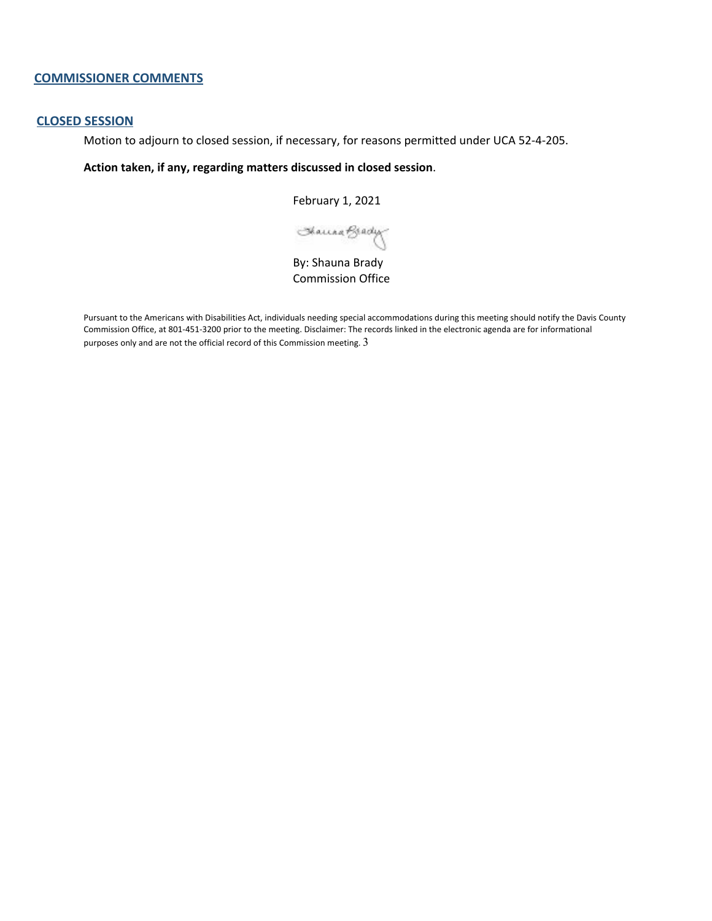## COMMISSIONER COMMENTS

## CLOSED SESSION

Motion to adjourn to closed session, if necessary, for reasons permitted under UCA 52-4-205.

**Action taken, if any, regarding matters discussed in closed session**.

February 1, 2021

Shauna Brady

By: Shauna Brady
Commission Office

Pursuant to the Americans with Disabilities Act, individuals needing special accommodations during this meeting should notify the Davis County Commission Office, at 801-451-3200 prior to the meeting. Disclaimer: The records linked in the electronic agenda are for informational purposes only and are not the official record of this Commission meeting.